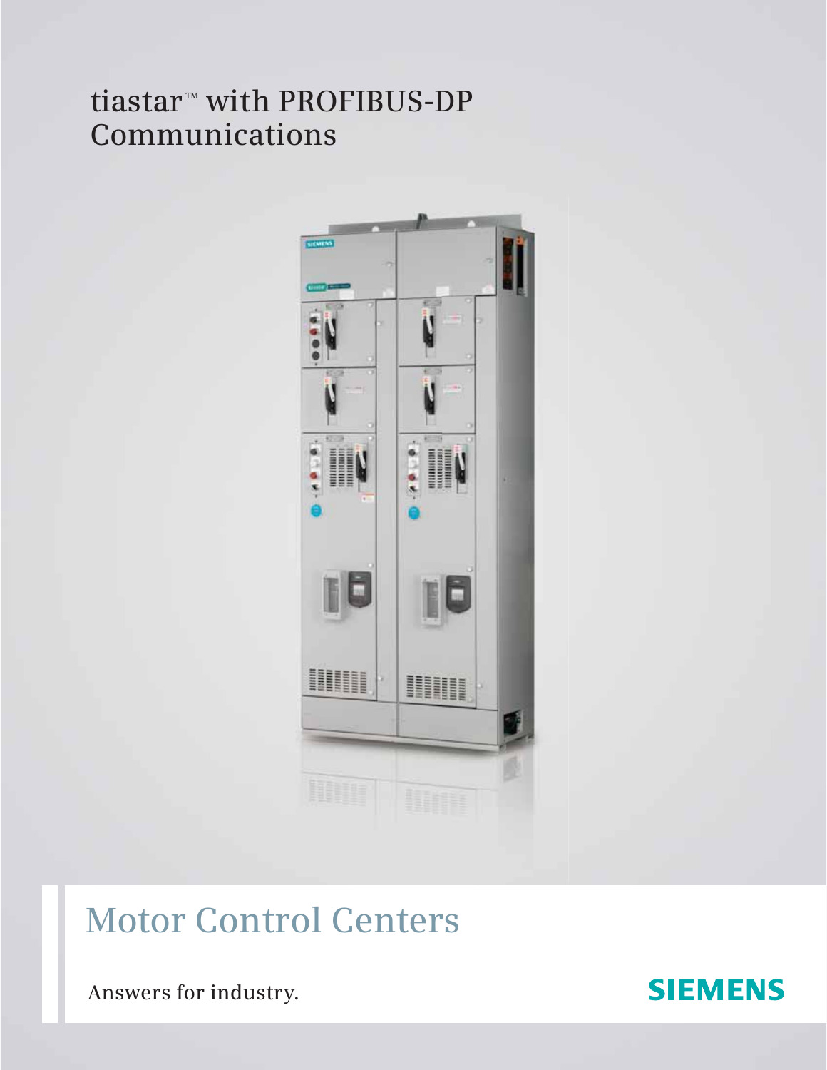# tiastar™ with PROFIBUS-DP Communications

## Motor Control Centers

Answers for industry.

SIEMENS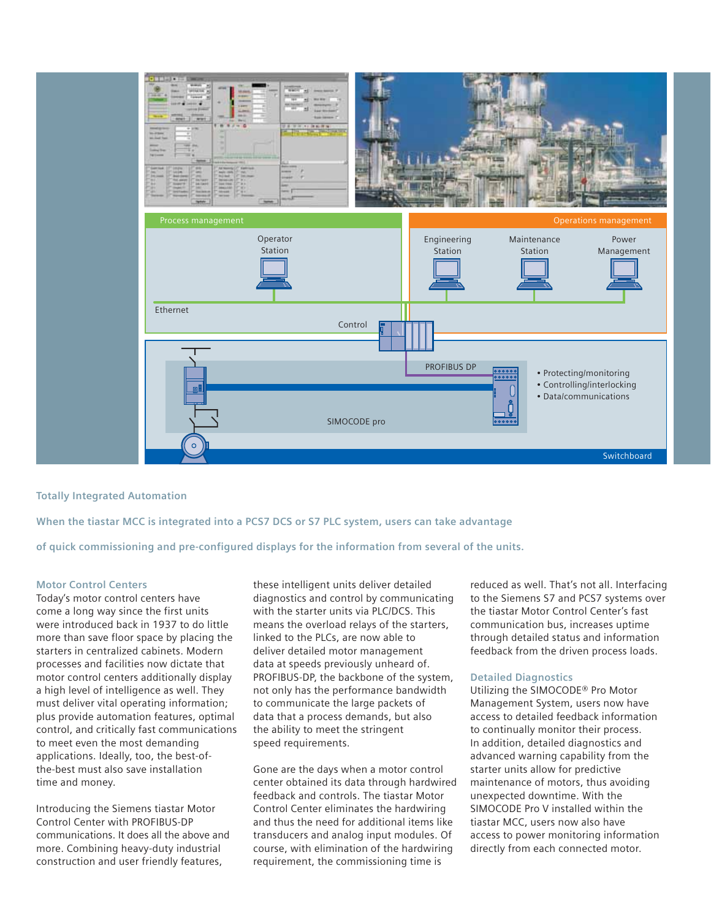Process management

Operator Station

Operations management

Engineering Station

Maintenance Station

Power Management

Ethernet

Control

PROFIBUS DP

- Protecting/monitoring
- Controlling/interlocking
- Data/communications

SIMOCODE pro

Switchboard

## Totally Integrated Automation

When the tiastar MCC is integrated into a PCS7 DCS or S7 PLC system, users can take advantage of quick commissioning and pre-configured displays for the information from several of the units.

### Motor Control Centers

Today's motor control centers have come a long way since the first units were introduced back in 1937 to do little more than save floor space by placing the starters in centralized cabinets. Modern processes and facilities now dictate that motor control centers additionally display a high level of intelligence as well. They must deliver vital operating information; plus provide automation features, optimal control, and critically fast communications to meet even the most demanding applications. Ideally, too, the best-of-the-best must also save installation time and money.

Introducing the Siemens tiastar Motor Control Center with PROFIBUS-DP communications. It does all the above and more. Combining heavy-duty industrial construction and user friendly features, these intelligent units deliver detailed diagnostics and control by communicating with the starter units via PLC/DCS. This means the overload relays of the starters, linked to the PLCs, are now able to deliver detailed motor management data at speeds previously unheard of. PROFIBUS-DP, the backbone of the system, not only has the performance bandwidth to communicate the large packets of data that a process demands, but also the ability to meet the stringent speed requirements.

Gone are the days when a motor control center obtained its data through hardwired feedback and controls. The tiastar Motor Control Center eliminates the hardwiring and thus the need for additional items like transducers and analog input modules. Of course, with elimination of the hardwiring requirement, the commissioning time is reduced as well. That's not all. Interfacing to the Siemens S7 and PCS7 systems over the tiastar Motor Control Center's fast communication bus, increases uptime through detailed status and information feedback from the driven process loads.

### Detailed Diagnostics

Utilizing the SIMOCODE® Pro Motor Management System, users now have access to detailed feedback information to continually monitor their process. In addition, detailed diagnostics and advanced warning capability from the starter units allow for predictive maintenance of motors, thus avoiding unexpected downtime. With the SIMOCODE Pro V installed within the tiastar MCC, users now also have access to power monitoring information directly from each connected motor.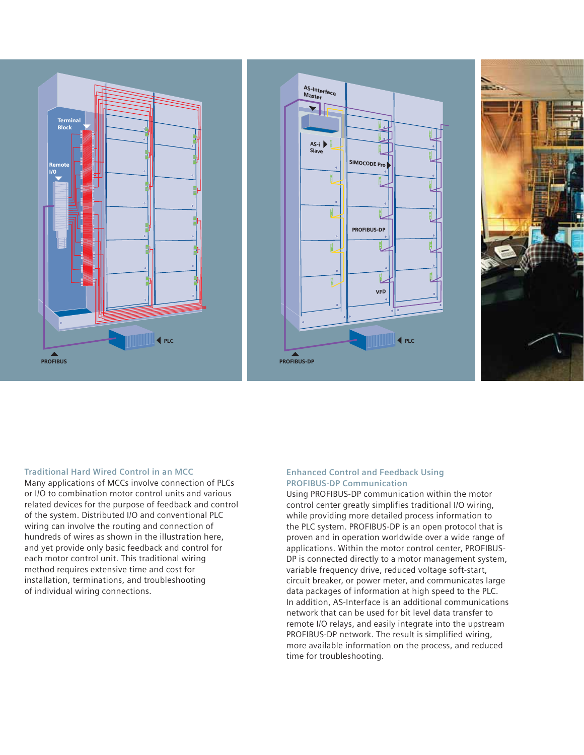### Traditional Hard Wired Control in an MCC

Many applications of MCCs involve connection of PLCs or I/O to combination motor control units and various related devices for the purpose of feedback and control of the system. Distributed I/O and conventional PLC wiring can involve the routing and connection of hundreds of wires as shown in the illustration here, and yet provide only basic feedback and control for each motor control unit. This traditional wiring method requires extensive time and cost for installation, terminations, and troubleshooting of individual wiring connections.

### Enhanced Control and Feedback Using PROFIBUS-DP Communication

Using PROFIBUS-DP communication within the motor control center greatly simplifies traditional I/O wiring, while providing more detailed process information to the PLC system. PROFIBUS-DP is an open protocol that is proven and in operation worldwide over a wide range of applications. Within the motor control center, PROFIBUS-DP is connected directly to a motor management system, variable frequency drive, reduced voltage soft-start, circuit breaker, or power meter, and communicates large data packages of information at high speed to the PLC. In addition, AS-Interface is an additional communications network that can be used for bit level data transfer to remote I/O relays, and easily integrate into the upstream PROFIBUS-DP network. The result is simplified wiring, more available information on the process, and reduced time for troubleshooting.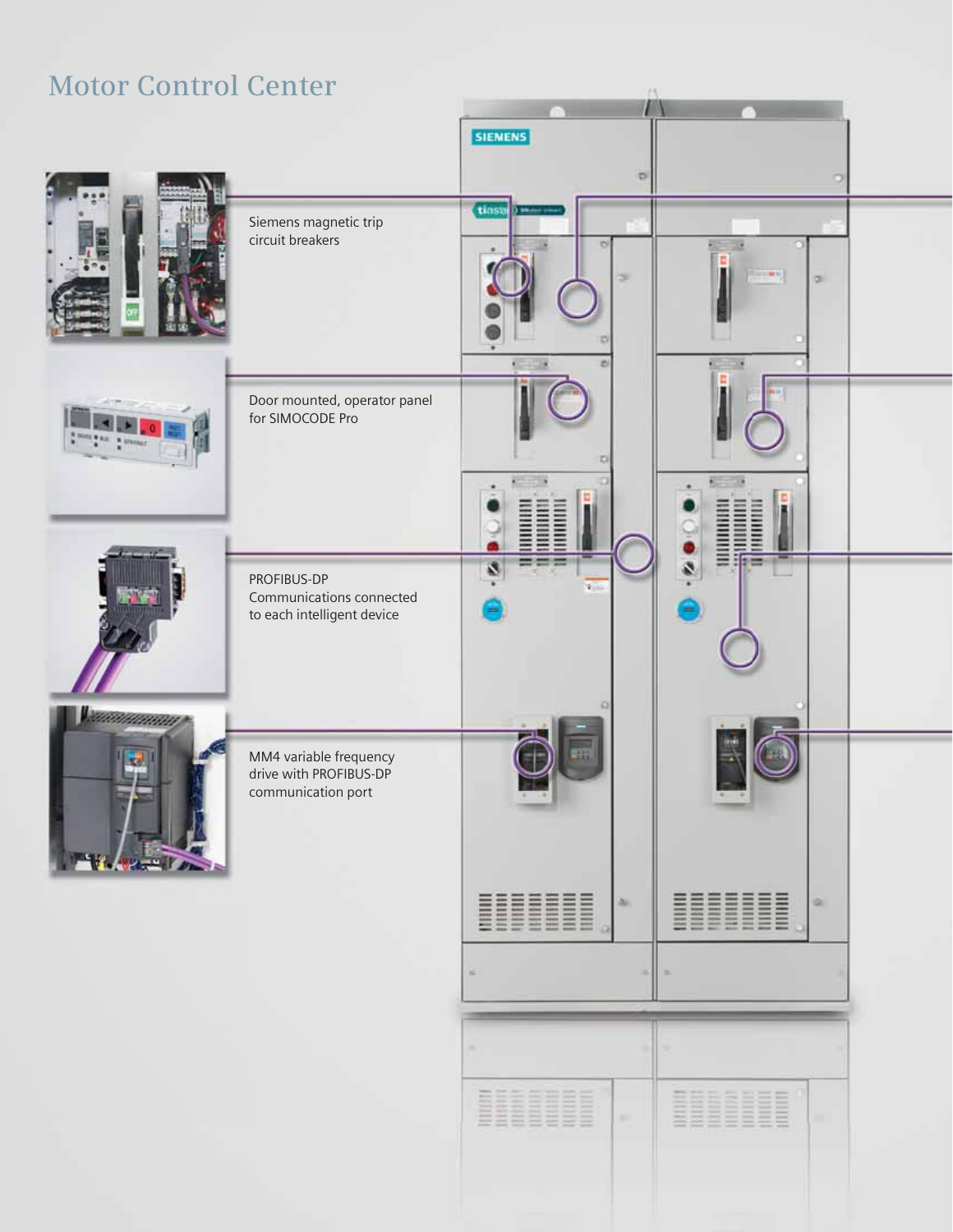# Motor Control Center

Siemens magnetic trip circuit breakers

Door mounted, operator panel for SIMOCODE Pro

PROFIBUS-DP Communications connected to each intelligent device

MM4 variable frequency drive with PROFIBUS-DP communication port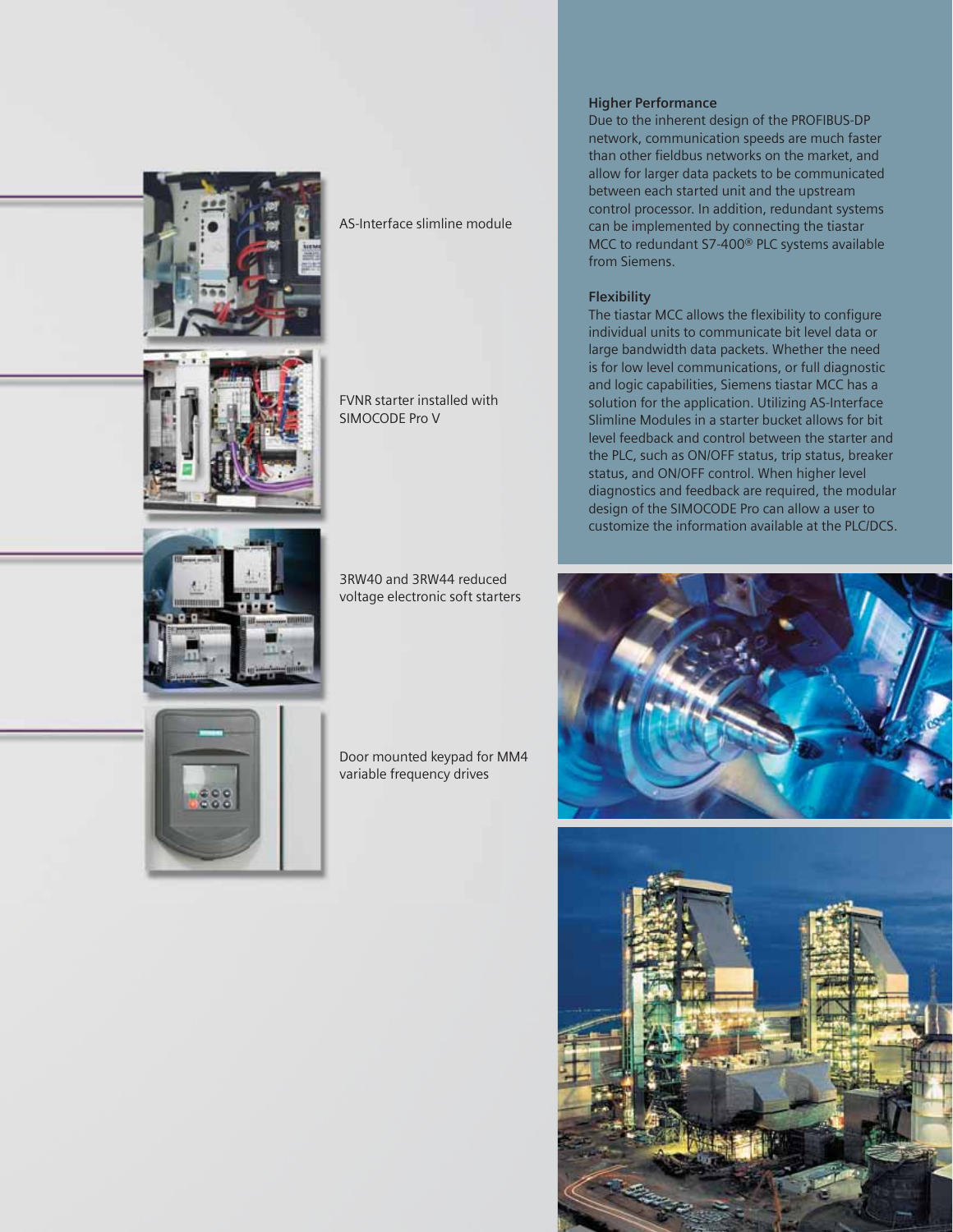AS-Interface slimline module

FVNR starter installed with SIMOCODE Pro V

3RW40 and 3RW44 reduced voltage electronic soft starters

Door mounted keypad for MM4 variable frequency drives

**Higher Performance**

Due to the inherent design of the PROFIBUS-DP network, communication speeds are much faster than other fieldbus networks on the market, and allow for larger data packets to be communicated between each started unit and the upstream control processor. In addition, redundant systems can be implemented by connecting the tiastar MCC to redundant S7-400® PLC systems available from Siemens.

**Flexibility**

The tiastar MCC allows the flexibility to configure individual units to communicate bit level data or large bandwidth data packets. Whether the need is for low level communications, or full diagnostic and logic capabilities, Siemens tiastar MCC has a solution for the application. Utilizing AS-Interface Slimline Modules in a starter bucket allows for bit level feedback and control between the starter and the PLC, such as ON/OFF status, trip status, breaker status, and ON/OFF control. When higher level diagnostics and feedback are required, the modular design of the SIMOCODE Pro can allow a user to customize the information available at the PLC/DCS.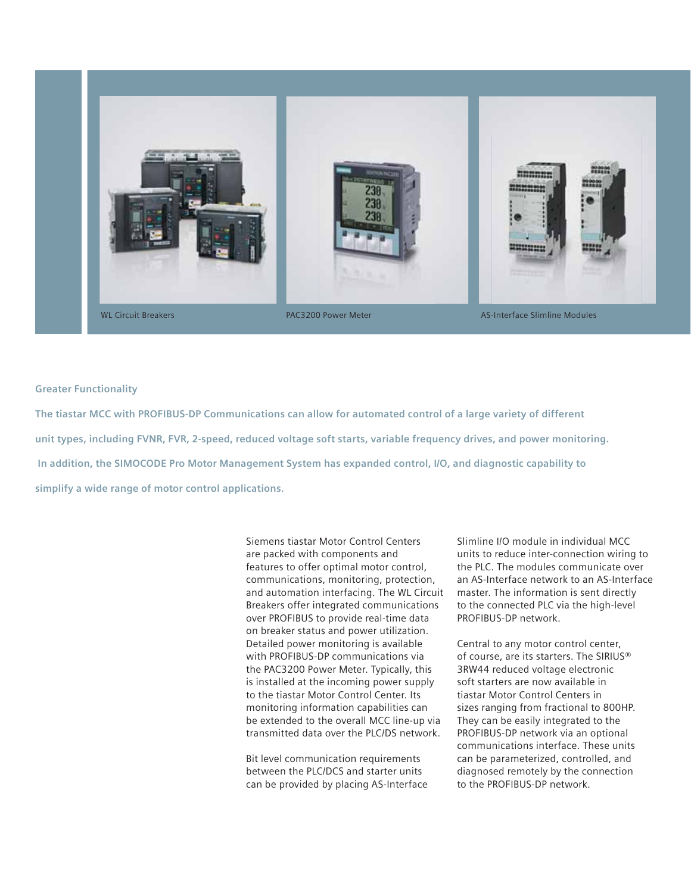WL Circuit Breakers

PAC3200 Power Meter

AS-Interface Slimline Modules

## Greater Functionality

**The tiastar MCC with PROFIBUS-DP Communications can allow for automated control of a large variety of different unit types, including FVNR, FVR, 2-speed, reduced voltage soft starts, variable frequency drives, and power monitoring. In addition, the SIMOCODE Pro Motor Management System has expanded control, I/O, and diagnostic capability to simplify a wide range of motor control applications.**

Siemens tiastar Motor Control Centers are packed with components and features to offer optimal motor control, communications, monitoring, protection, and automation interfacing. The WL Circuit Breakers offer integrated communications over PROFIBUS to provide real-time data on breaker status and power utilization. Detailed power monitoring is available with PROFIBUS-DP communications via the PAC3200 Power Meter. Typically, this is installed at the incoming power supply to the tiastar Motor Control Center. Its monitoring information capabilities can be extended to the overall MCC line-up via transmitted data over the PLC/DS network.

Bit level communication requirements between the PLC/DCS and starter units can be provided by placing AS-Interface Slimline I/O module in individual MCC units to reduce inter-connection wiring to the PLC. The modules communicate over an AS-Interface network to an AS-Interface master. The information is sent directly to the connected PLC via the high-level PROFIBUS-DP network.

Central to any motor control center, of course, are its starters. The SIRIUS® 3RW44 reduced voltage electronic soft starters are now available in tiastar Motor Control Centers in sizes ranging from fractional to 800HP. They can be easily integrated to the PROFIBUS-DP network via an optional communications interface. These units can be parameterized, controlled, and diagnosed remotely by the connection to the PROFIBUS-DP network.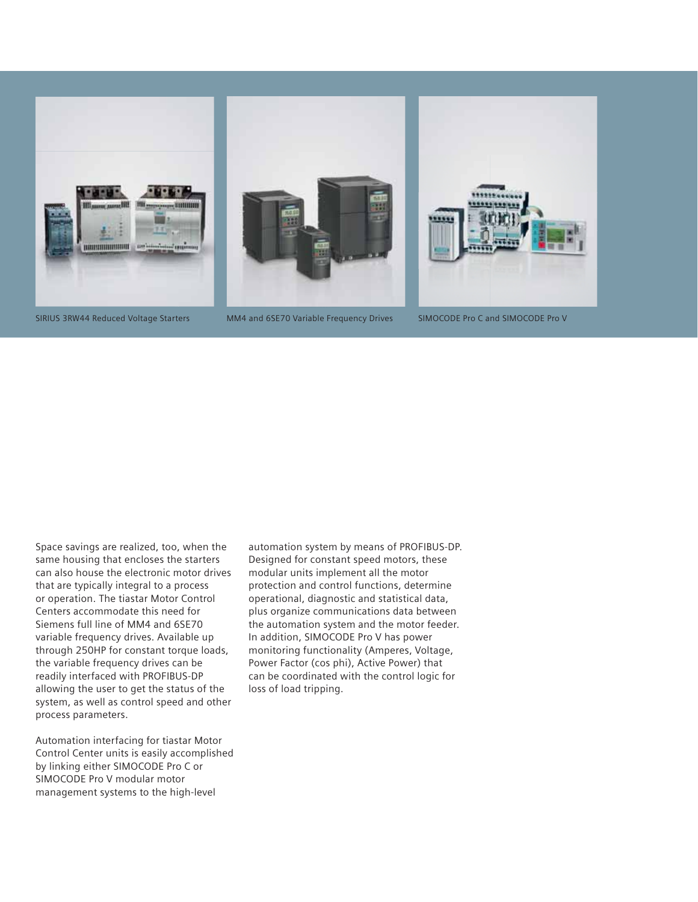SIRIUS 3RW44 Reduced Voltage Starters

MM4 and 6SE70 Variable Frequency Drives

SIMOCODE Pro C and SIMOCODE Pro V

Space savings are realized, too, when the same housing that encloses the starters can also house the electronic motor drives that are typically integral to a process or operation. The tiastar Motor Control Centers accommodate this need for Siemens full line of MM4 and 6SE70 variable frequency drives. Available up through 250HP for constant torque loads, the variable frequency drives can be readily interfaced with PROFIBUS-DP allowing the user to get the status of the system, as well as control speed and other process parameters.

Automation interfacing for tiastar Motor Control Center units is easily accomplished by linking either SIMOCODE Pro C or SIMOCODE Pro V modular motor management systems to the high-level automation system by means of PROFIBUS-DP. Designed for constant speed motors, these modular units implement all the motor protection and control functions, determine operational, diagnostic and statistical data, plus organize communications data between the automation system and the motor feeder. In addition, SIMOCODE Pro V has power monitoring functionality (Amperes, Voltage, Power Factor (cos phi), Active Power) that can be coordinated with the control logic for loss of load tripping.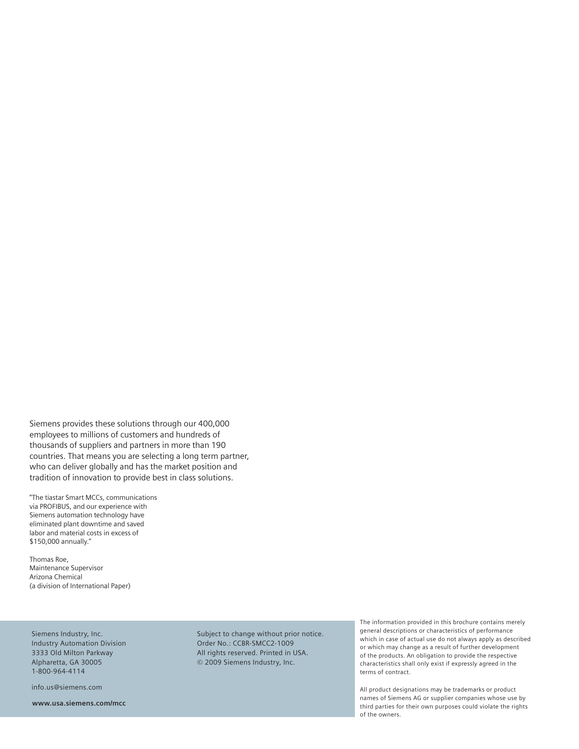Siemens provides these solutions through our 400,000 employees to millions of customers and hundreds of thousands of suppliers and partners in more than 190 countries. That means you are selecting a long term partner, who can deliver globally and has the market position and tradition of innovation to provide best in class solutions.

"The tiastar Smart MCCs, communications via PROFIBUS, and our experience with Siemens automation technology have eliminated plant downtime and saved labor and material costs in excess of $150,000 annually."

Thomas Roe,
Maintenance Supervisor
Arizona Chemical
(a division of International Paper)

Siemens Industry, Inc.
Industry Automation Division
3333 Old Milton Parkway
Alpharetta, GA 30005
1-800-964-4114

info.us@siemens.com

**www.usa.siemens.com/mcc**

Subject to change without prior notice.
Order No.: CCBR-SMCC2-1009
All rights reserved. Printed in USA.
© 2009 Siemens Industry, Inc.

The information provided in this brochure contains merely general descriptions or characteristics of performance which in case of actual use do not always apply as described or which may change as a result of further development of the products. An obligation to provide the respective characteristics shall only exist if expressly agreed in the terms of contract.

All product designations may be trademarks or product names of Siemens AG or supplier companies whose use by third parties for their own purposes could violate the rights of the owners.